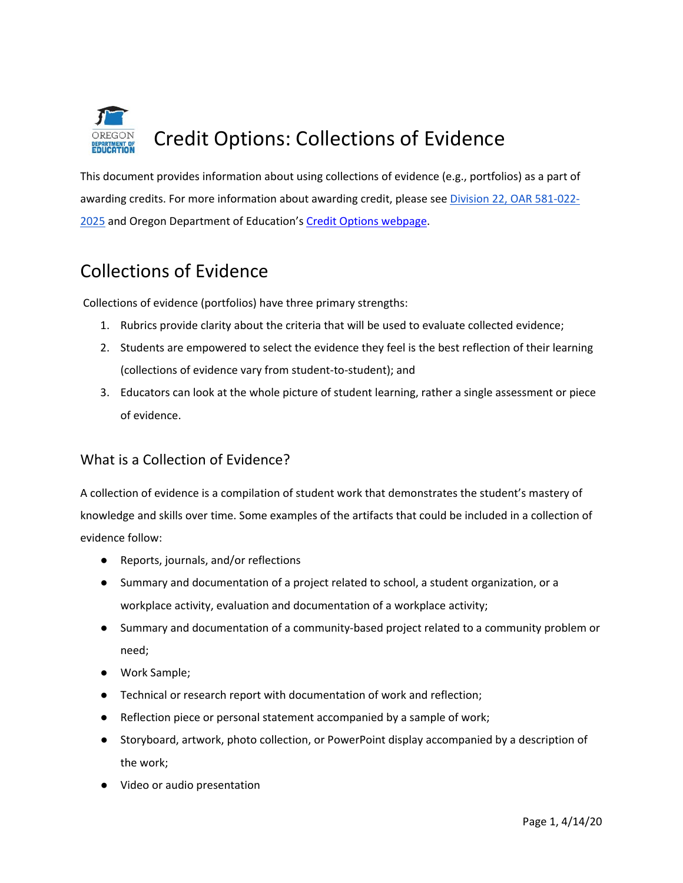# Credit Options: Collections of Evidence

This document provides information about using collections of evidence (e.g., portfolios) as a part of awarding credits. For more information about awarding credit, please see [Division 22, OAR 581-022-2025]() and Oregon Department of Education's [Credit Options webpage]().

## Collections of Evidence

Collections of evidence (portfolios) have three primary strengths:

1. Rubrics provide clarity about the criteria that will be used to evaluate collected evidence;
2. Students are empowered to select the evidence they feel is the best reflection of their learning (collections of evidence vary from student-to-student); and
3. Educators can look at the whole picture of student learning, rather a single assessment or piece of evidence.

### What is a Collection of Evidence?

A collection of evidence is a compilation of student work that demonstrates the student's mastery of knowledge and skills over time. Some examples of the artifacts that could be included in a collection of evidence follow:

- Reports, journals, and/or reflections
- Summary and documentation of a project related to school, a student organization, or a workplace activity, evaluation and documentation of a workplace activity;
- Summary and documentation of a community-based project related to a community problem or need;
- Work Sample;
- Technical or research report with documentation of work and reflection;
- Reflection piece or personal statement accompanied by a sample of work;
- Storyboard, artwork, photo collection, or PowerPoint display accompanied by a description of the work;
- Video or audio presentation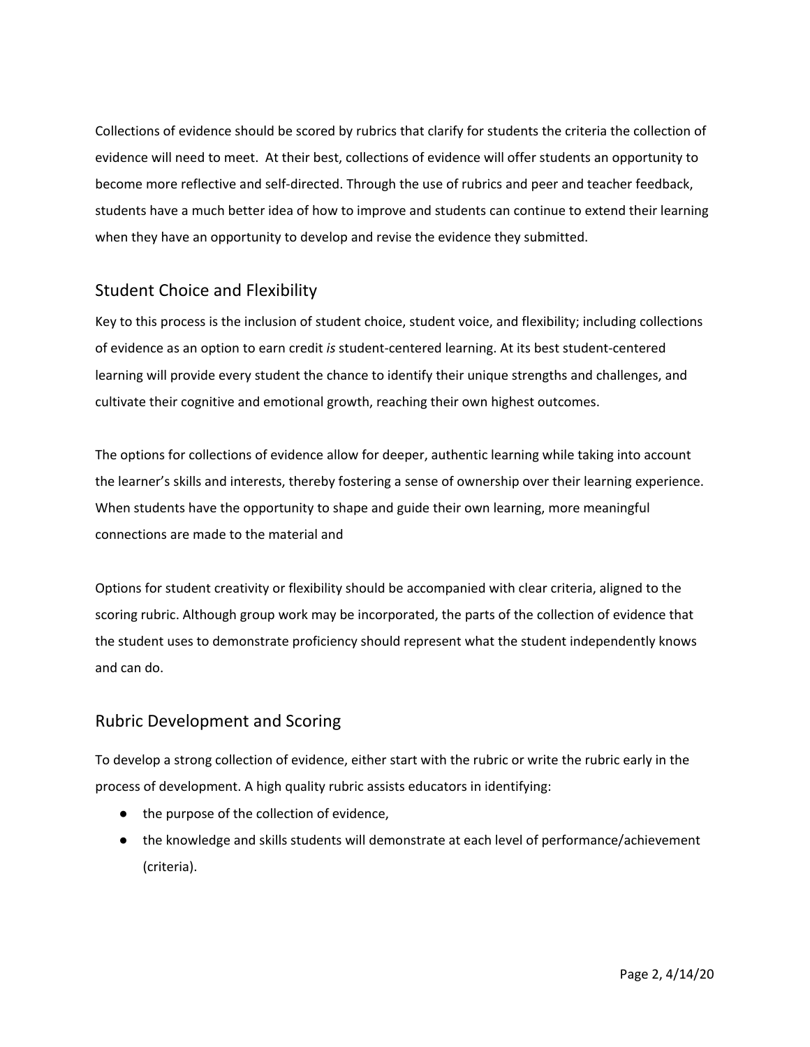Collections of evidence should be scored by rubrics that clarify for students the criteria the collection of evidence will need to meet. At their best, collections of evidence will offer students an opportunity to become more reflective and self-directed. Through the use of rubrics and peer and teacher feedback, students have a much better idea of how to improve and students can continue to extend their learning when they have an opportunity to develop and revise the evidence they submitted.

## Student Choice and Flexibility

Key to this process is the inclusion of student choice, student voice, and flexibility; including collections of evidence as an option to earn credit *is* student-centered learning. At its best student-centered learning will provide every student the chance to identify their unique strengths and challenges, and cultivate their cognitive and emotional growth, reaching their own highest outcomes.

The options for collections of evidence allow for deeper, authentic learning while taking into account the learner's skills and interests, thereby fostering a sense of ownership over their learning experience. When students have the opportunity to shape and guide their own learning, more meaningful connections are made to the material and

Options for student creativity or flexibility should be accompanied with clear criteria, aligned to the scoring rubric. Although group work may be incorporated, the parts of the collection of evidence that the student uses to demonstrate proficiency should represent what the student independently knows and can do.

## Rubric Development and Scoring

To develop a strong collection of evidence, either start with the rubric or write the rubric early in the process of development. A high quality rubric assists educators in identifying:

- the purpose of the collection of evidence,
- the knowledge and skills students will demonstrate at each level of performance/achievement (criteria).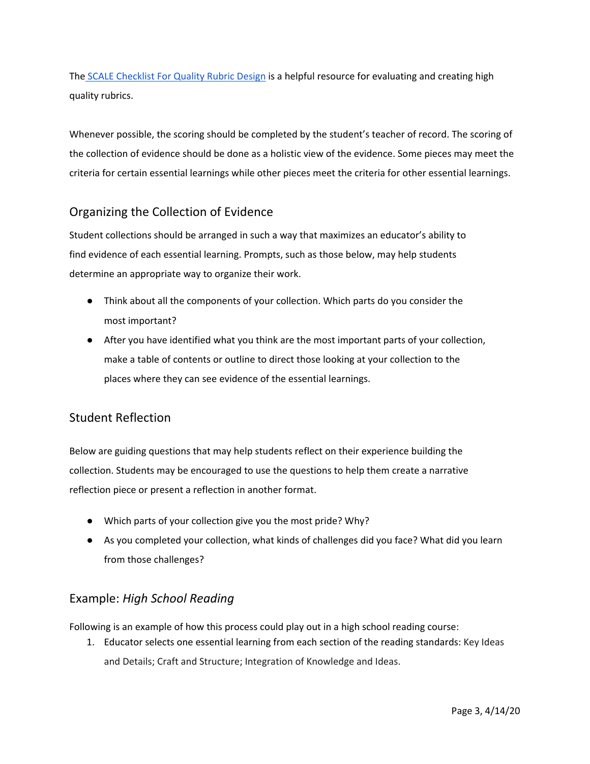The [SCALE Checklist For Quality Rubric Design] is a helpful resource for evaluating and creating high quality rubrics.

Whenever possible, the scoring should be completed by the student's teacher of record. The scoring of the collection of evidence should be done as a holistic view of the evidence. Some pieces may meet the criteria for certain essential learnings while other pieces meet the criteria for other essential learnings.

## Organizing the Collection of Evidence

Student collections should be arranged in such a way that maximizes an educator's ability to find evidence of each essential learning. Prompts, such as those below, may help students determine an appropriate way to organize their work.

- Think about all the components of your collection. Which parts do you consider the most important?
- After you have identified what you think are the most important parts of your collection, make a table of contents or outline to direct those looking at your collection to the places where they can see evidence of the essential learnings.

## Student Reflection

Below are guiding questions that may help students reflect on their experience building the collection. Students may be encouraged to use the questions to help them create a narrative reflection piece or present a reflection in another format.

- Which parts of your collection give you the most pride? Why?
- As you completed your collection, what kinds of challenges did you face? What did you learn from those challenges?

## Example: *High School Reading*

Following is an example of how this process could play out in a high school reading course:

1. Educator selects one essential learning from each section of the reading standards: Key Ideas and Details; Craft and Structure; Integration of Knowledge and Ideas.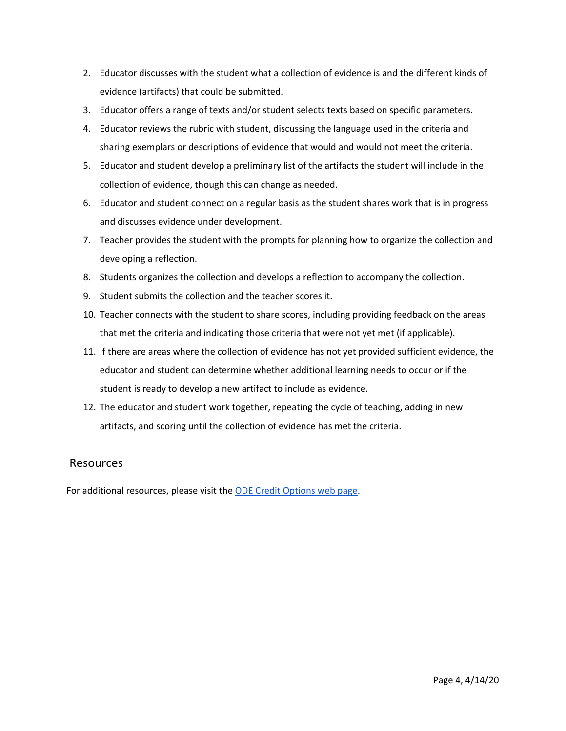2. Educator discusses with the student what a collection of evidence is and the different kinds of evidence (artifacts) that could be submitted.
3. Educator offers a range of texts and/or student selects texts based on specific parameters.
4. Educator reviews the rubric with student, discussing the language used in the criteria and sharing exemplars or descriptions of evidence that would and would not meet the criteria.
5. Educator and student develop a preliminary list of the artifacts the student will include in the collection of evidence, though this can change as needed.
6. Educator and student connect on a regular basis as the student shares work that is in progress and discusses evidence under development.
7. Teacher provides the student with the prompts for planning how to organize the collection and developing a reflection.
8. Students organizes the collection and develops a reflection to accompany the collection.
9. Student submits the collection and the teacher scores it.
10. Teacher connects with the student to share scores, including providing feedback on the areas that met the criteria and indicating those criteria that were not yet met (if applicable).
11. If there are areas where the collection of evidence has not yet provided sufficient evidence, the educator and student can determine whether additional learning needs to occur or if the student is ready to develop a new artifact to include as evidence.
12. The educator and student work together, repeating the cycle of teaching, adding in new artifacts, and scoring until the collection of evidence has met the criteria.

## Resources

For additional resources, please visit the ODE Credit Options web page.